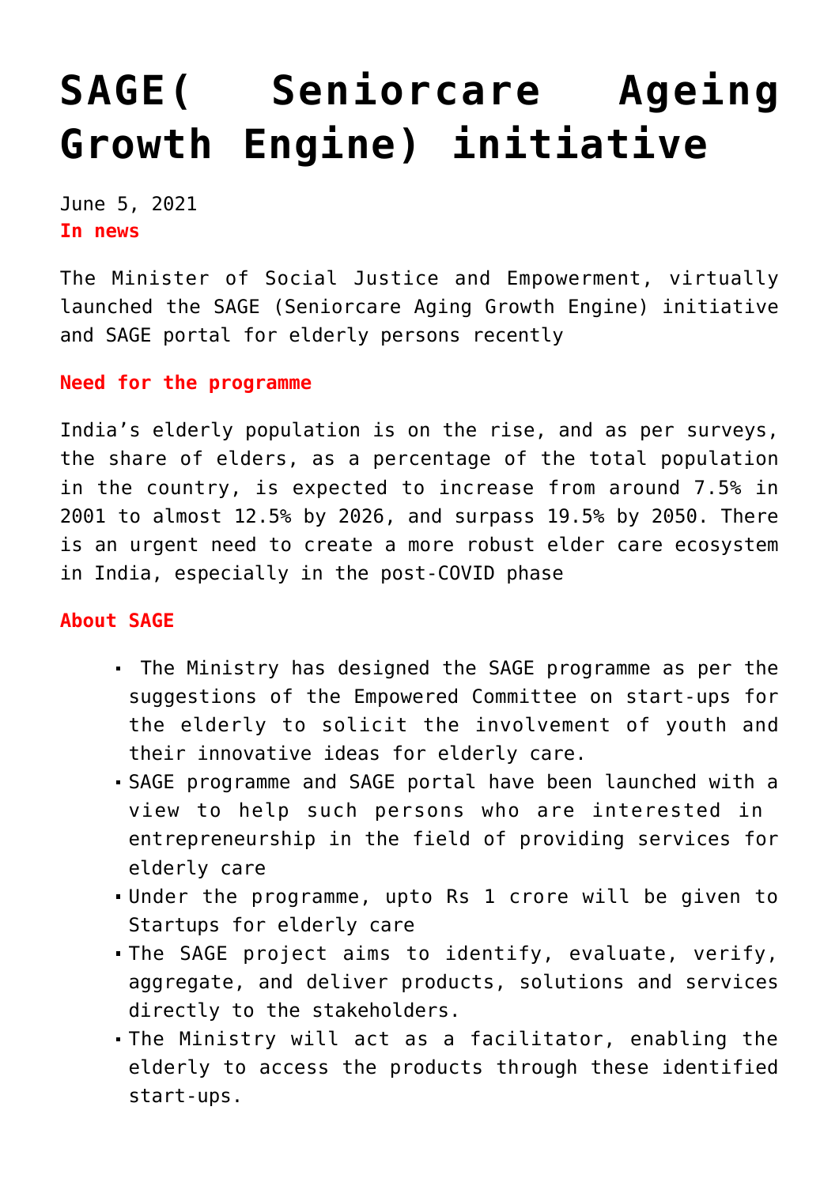# SAGE( Seniorcare Ageing Growth Engine) initiative

June 5, 2021

**In news**

The Minister of Social Justice and Empowerment, virtually launched the SAGE (Seniorcare Aging Growth Engine) initiative and SAGE portal for elderly persons recently

**Need for the programme**

India's elderly population is on the rise, and as per surveys, the share of elders, as a percentage of the total population in the country, is expected to increase from around 7.5% in 2001 to almost 12.5% by 2026, and surpass 19.5% by 2050. There is an urgent need to create a more robust elder care ecosystem in India, especially in the post-COVID phase

**About SAGE**

- The Ministry has designed the SAGE programme as per the suggestions of the Empowered Committee on start-ups for the elderly to solicit the involvement of youth and their innovative ideas for elderly care.
- SAGE programme and SAGE portal have been launched with a view to help such persons who are interested in entrepreneurship in the field of providing services for elderly care
- Under the programme, upto Rs 1 crore will be given to Startups for elderly care
- The SAGE project aims to identify, evaluate, verify, aggregate, and deliver products, solutions and services directly to the stakeholders.
- The Ministry will act as a facilitator, enabling the elderly to access the products through these identified start-ups.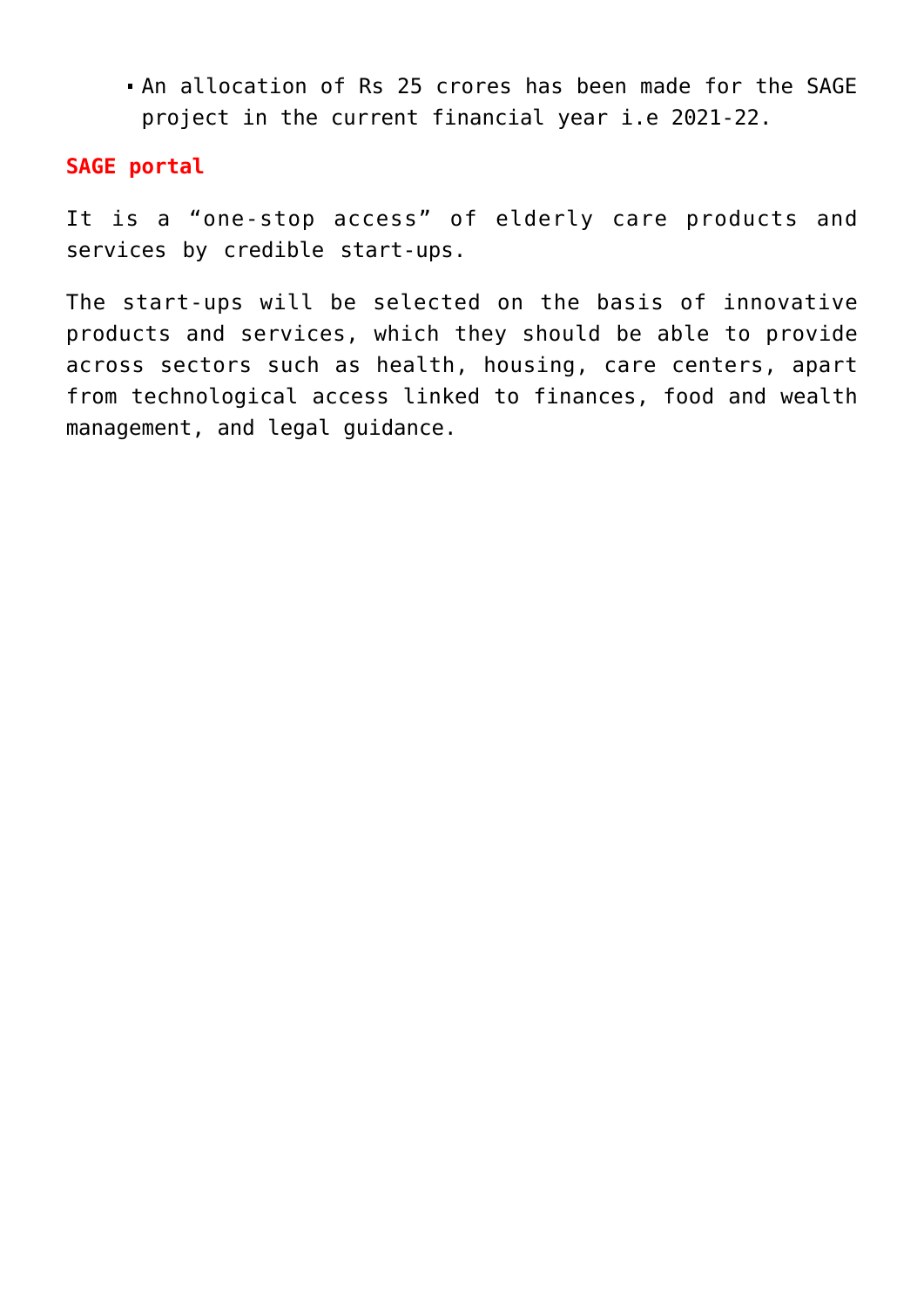- An allocation of Rs 25 crores has been made for the SAGE project in the current financial year i.e 2021-22.

**SAGE portal**

It is a “one-stop access” of elderly care products and services by credible start-ups.

The start-ups will be selected on the basis of innovative products and services, which they should be able to provide across sectors such as health, housing, care centers, apart from technological access linked to finances, food and wealth management, and legal guidance.